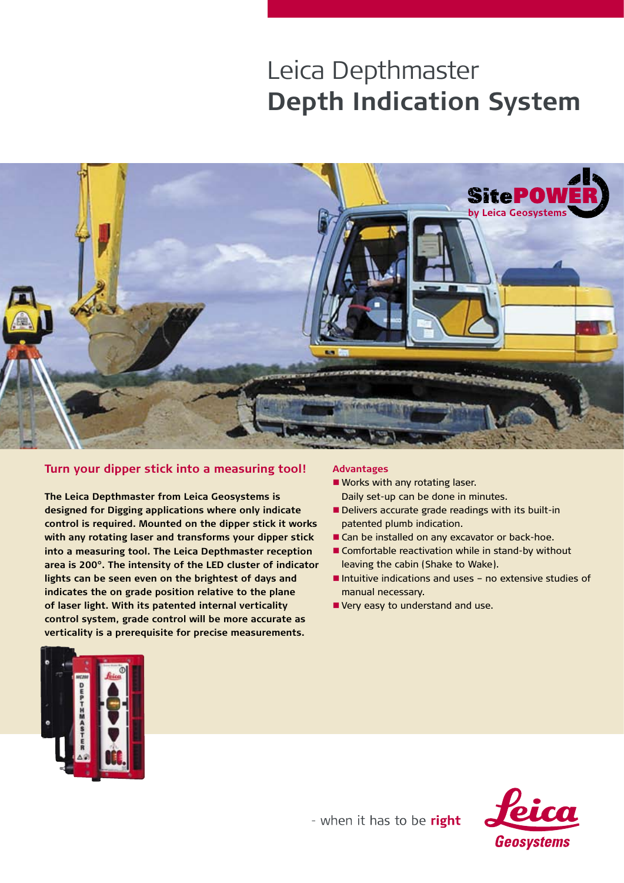# Leica Depthmaster
# **Depth Indication System**

## Turn your dipper stick into a measuring tool!

**The Leica Depthmaster from Leica Geosystems is designed for Digging applications where only indicate control is required. Mounted on the dipper stick it works with any rotating laser and transforms your dipper stick into a measuring tool. The Leica Depthmaster reception area is 200°. The intensity of the LED cluster of indicator lights can be seen even on the brightest of days and indicates the on grade position relative to the plane of laser light. With its patented internal verticality control system, grade control will be more accurate as verticality is a prerequisite for precise measurements.**

### Advantages

- Works with any rotating laser. Daily set-up can be done in minutes.
- Delivers accurate grade readings with its built-in patented plumb indication.
- Can be installed on any excavator or back-hoe.
- Comfortable reactivation while in stand-by without leaving the cabin (Shake to Wake).
- Intuitive indications and uses – no extensive studies of manual necessary.
- Very easy to understand and use.

- when it has to be **right**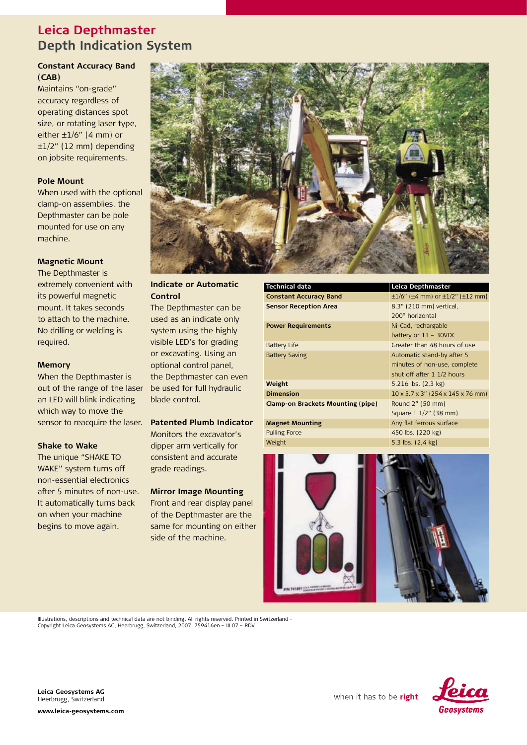# Leica Depthmaster
## Depth Indication System

### Constant Accuracy Band (CAB)
Maintains "on-grade" accuracy regardless of operating distances spot size, or rotating laser type, either ±1/6" (4 mm) or ±1/2" (12 mm) depending on jobsite requirements.

### Pole Mount
When used with the optional clamp-on assemblies, the Depthmaster can be pole mounted for use on any machine.

### Magnetic Mount
The Depthmaster is extremely convenient with its powerful magnetic mount. It takes seconds to attach to the machine. No drilling or welding is required.

### Memory
When the Depthmaster is out of the range of the laser an LED will blink indicating which way to move the sensor to reacquire the laser.

### Shake to Wake
The unique "SHAKE TO WAKE" system turns off non-essential electronics after 5 minutes of non-use. It automatically turns back on when your machine begins to move again.

### Indicate or Automatic Control
The Depthmaster can be used as an indicate only system using the highly visible LED's for grading or excavating. Using an optional control panel, the Depthmaster can even be used for full hydraulic blade control.

### Patented Plumb Indicator
Monitors the excavator's dipper arm vertically for consistent and accurate grade readings.

### Mirror Image Mounting
Front and rear display panel of the Depthmaster are the same for mounting on either side of the machine.

| Technical data | Leica Depthmaster |
|---|---|
| **Constant Accuracy Band** | ±1/6" (±4 mm) or ±1/2" (±12 mm) |
| **Sensor Reception Area** | 8.3" (210 mm) vertical, 200° horizontal |
| **Power Requirements** | Ni-Cad, rechargable battery or 11 – 30VDC |
| Battery Life | Greater than 48 hours of use |
| Battery Saving | Automatic stand-by after 5 minutes of non-use, complete shut off after 1 1/2 hours |
| **Weight** | 5.216 lbs. (2,3 kg) |
| **Dimension** | 10 x 5.7 x 3" (254 x 145 x 76 mm) |
| **Clamp-on Brackets Mounting (pipe)** | Round 2" (50 mm) Square 1 1/2" (38 mm) |
| **Magnet Mounting** | Any flat ferrous surface |
| Pulling Force | 450 lbs. (220 kg) |
| Weight | 5.3 lbs. (2,4 kg) |

Illustrations, descriptions and technical data are not binding. All rights reserved. Printed in Switzerland – Copyright Leica Geosystems AG, Heerbrugg, Switzerland, 2007. 759416en – III.07 – RDV

**Leica Geosystems AG**
Heerbrugg, Switzerland

**www.leica-geosystems.com**

- when it has to be **right**

Leica Geosystems